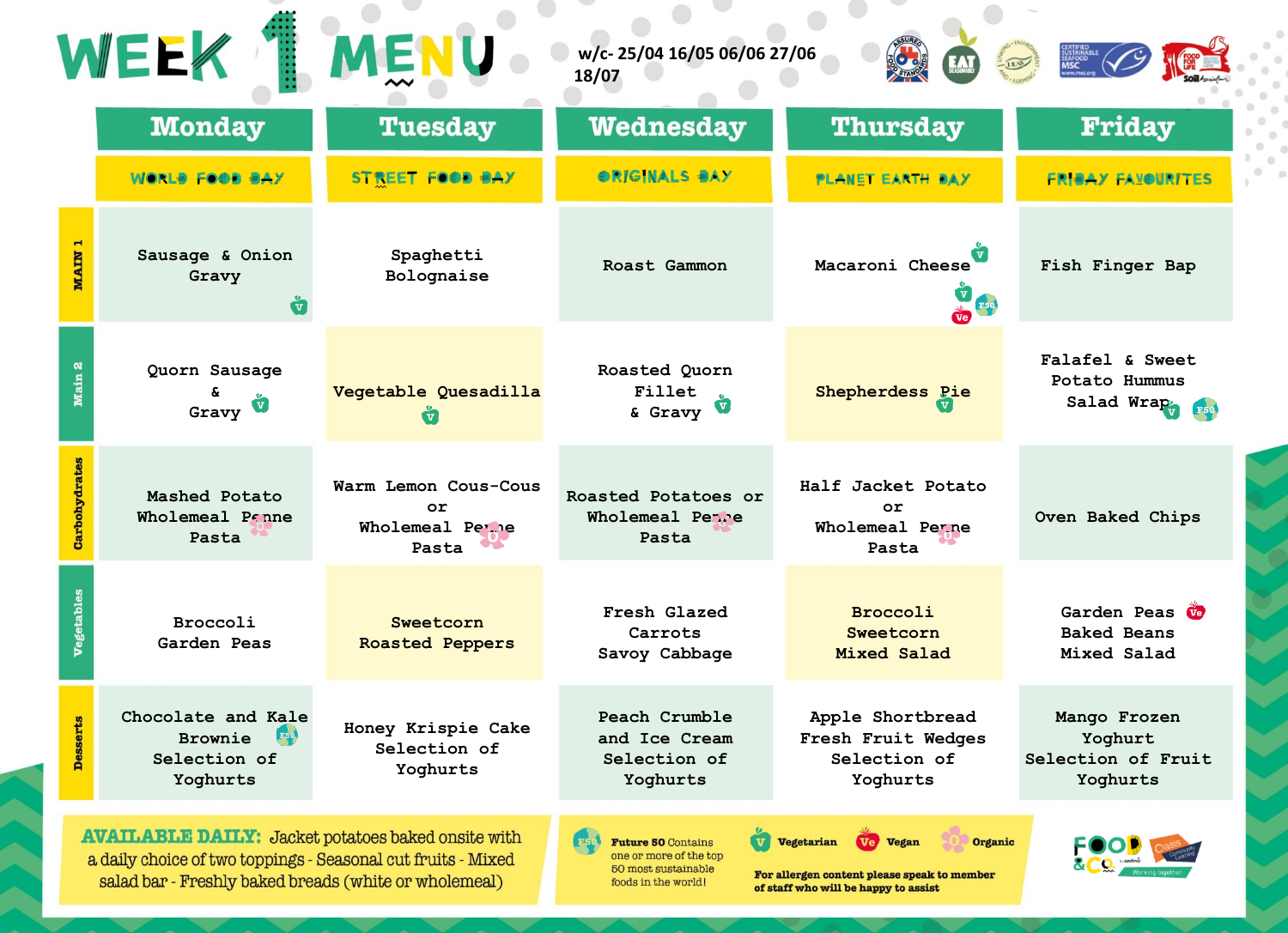# WEEK 1 MENU

w/c- 25/04 16/05 06/06 27/06 18/07

| | Monday | Tuesday | Wednesday | Thursday | Friday |
|---|---|---|---|---|---|
| | WORLD FOOD DAY | STREET FOOD DAY | ORIGINALS DAY | PLANET EARTH DAY | FRIDAY FAVOURITES |
| MAIN 1 | Sausage & Onion Gravy (V) | Spaghetti Bolognaise | Roast Gammon | Macaroni Cheese (V) (V) (F50) (Ve) | Fish Finger Bap |
| Main 2 | Quorn Sausage & Gravy (V) | Vegetable Quesadilla (V) | Roasted Quorn Fillet & Gravy (V) | Shepherdess Pie (V) | Falafel & Sweet Potato Hummus Salad Wrap (V) (F50) |
| Carbohydrates | Mashed Potato Wholemeal Penne Pasta (O) | Warm Lemon Cous-Cous or Wholemeal Penne Pasta (O) | Roasted Potatoes or Wholemeal Penne Pasta (O) | Half Jacket Potato or Wholemeal Penne Pasta (O) | Oven Baked Chips |
| Vegetables | Broccoli Garden Peas | Sweetcorn Roasted Peppers | Fresh Glazed Carrots Savoy Cabbage | Broccoli Sweetcorn Mixed Salad | Garden Peas (Ve) Baked Beans Mixed Salad |
| Desserts | Chocolate and Kale Brownie (F50) Selection of Yoghurts | Honey Krispie Cake Selection of Yoghurts | Peach Crumble and Ice Cream Selection of Yoghurts | Apple Shortbread Fresh Fruit Wedges Selection of Yoghurts | Mango Frozen Yoghurt Selection of Fruit Yoghurts |

**AVAILABLE DAILY:** Jacket potatoes baked onsite with a daily choice of two toppings - Seasonal cut fruits - Mixed salad bar - Freshly baked breads (white or wholemeal)

(F50) **Future 50** Contains one or more of the top 50 most sustainable foods in the world!

(V) **Vegetarian** (Ve) **Vegan** (O) **Organic**

**For allergen content please speak to member of staff who will be happy to assist**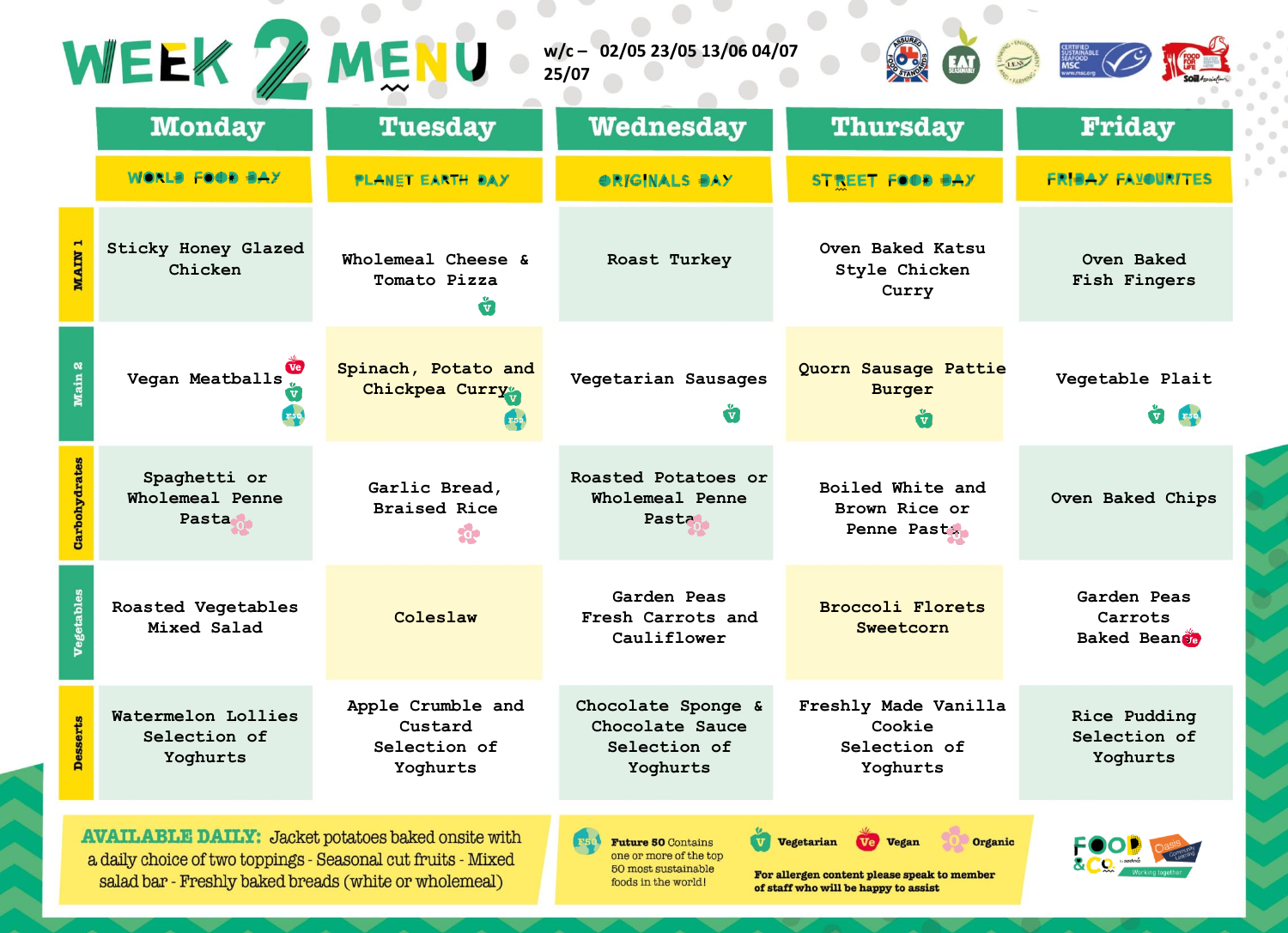# WEEK 2 MENU

w/c – 02/05 23/05 13/06 04/07 25/07

| | Monday | Tuesday | Wednesday | Thursday | Friday |
|---|---|---|---|---|---|
| | WORLD FOOD DAY | PLANET EARTH DAY | ORIGINALS DAY | STREET FOOD DAY | FRIDAY FAVOURITES |
| MAIN 1 | Sticky Honey Glazed Chicken | Wholemeal Cheese & Tomato Pizza (V) | Roast Turkey | Oven Baked Katsu Style Chicken Curry | Oven Baked Fish Fingers |
| Main 2 | Vegan Meatballs (Ve) (V) (F50) | Spinach, Potato and Chickpea Curry (V) (F50) | Vegetarian Sausages (V) | Quorn Sausage Pattie Burger (V) | Vegetable Plait (V) (F50) |
| Carbohydrates | Spaghetti or Wholemeal Penne Pasta (Organic) | Garlic Bread, Braised Rice (Organic) | Roasted Potatoes or Wholemeal Penne Pasta (Organic) | Boiled White and Brown Rice or Penne Pasta (Organic) | Oven Baked Chips |
| Vegetables | Roasted Vegetables Mixed Salad | Coleslaw | Garden Peas Fresh Carrots and Cauliflower | Broccoli Florets Sweetcorn | Garden Peas Carrots Baked Beans (Ve) |
| Desserts | Watermelon Lollies Selection of Yoghurts | Apple Crumble and Custard Selection of Yoghurts | Chocolate Sponge & Chocolate Sauce Selection of Yoghurts | Freshly Made Vanilla Cookie Selection of Yoghurts | Rice Pudding Selection of Yoghurts |

**AVAILABLE DAILY:** Jacket potatoes baked onsite with a daily choice of two toppings - Seasonal cut fruits - Mixed salad bar - Freshly baked breads (white or wholemeal)

**F50 Future 50** Contains one or more of the top 50 most sustainable foods in the world!

**V** Vegetarian **Ve** Vegan **Organic**

**For allergen content please speak to member of staff who will be happy to assist**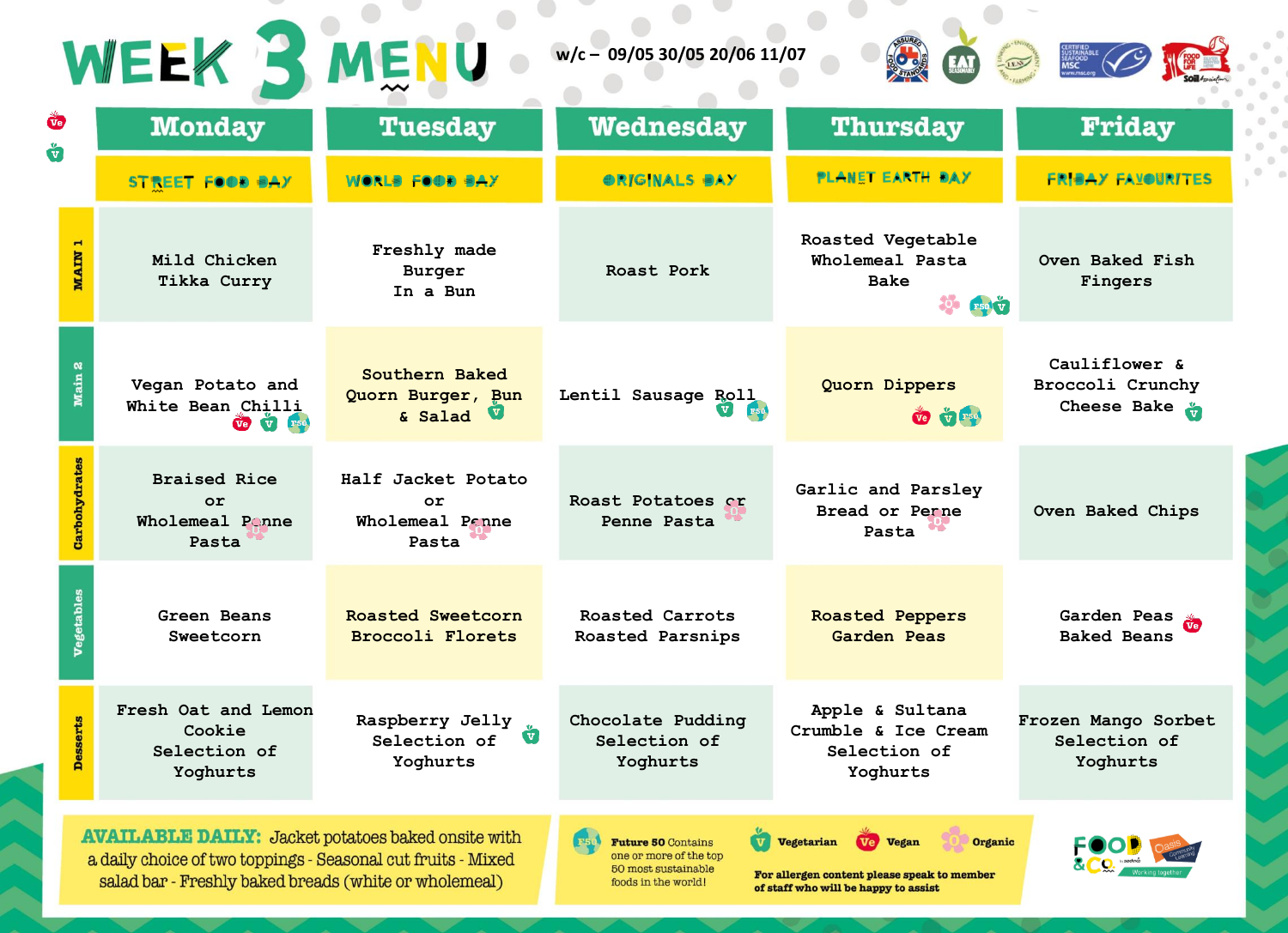# WEEK 3 MENU

w/c – 09/05 30/05 20/06 11/07

| | Monday | Tuesday | Wednesday | Thursday | Friday |
|---|---|---|---|---|---|
| | STREET FOOD DAY | WORLD FOOD DAY | ORIGINALS DAY | PLANET EARTH DAY | FRIDAY FAVOURITES |
| MAIN 1 | Mild Chicken Tikka Curry | Freshly made Burger In a Bun | Roast Pork | Roasted Vegetable Wholemeal Pasta Bake (Organic, F50, V) | Oven Baked Fish Fingers |
| Main 2 | Vegan Potato and White Bean Chilli (Ve, V, F50) | Southern Baked Quorn Burger, Bun & Salad (V) | Lentil Sausage Roll (V, F50) | Quorn Dippers (Ve, V, F50) | Cauliflower & Broccoli Crunchy Cheese Bake (V) |
| Carbohydrates | Braised Rice or Wholemeal Penne Pasta (Organic) | Half Jacket Potato or Wholemeal Penne Pasta (Organic) | Roast Potatoes or Penne Pasta (Organic) | Garlic and Parsley Bread or Penne Pasta (Organic) | Oven Baked Chips |
| Vegetables | Green Beans Sweetcorn | Roasted Sweetcorn Broccoli Florets | Roasted Carrots Roasted Parsnips | Roasted Peppers Garden Peas | Garden Peas Baked Beans (Ve) |
| Desserts | Fresh Oat and Lemon Cookie Selection of Yoghurts | Raspberry Jelly (V) Selection of Yoghurts | Chocolate Pudding Selection of Yoghurts | Apple & Sultana Crumble & Ice Cream Selection of Yoghurts | Frozen Mango Sorbet Selection of Yoghurts |

**AVAILABLE DAILY:** Jacket potatoes baked onsite with a daily choice of two toppings - Seasonal cut fruits - Mixed salad bar - Freshly baked breads (white or wholemeal)

**F50 Future 50** Contains one or more of the top 50 most sustainable foods in the world!

**V** Vegetarian **Ve** Vegan **Organic**

**For allergen content please speak to member of staff who will be happy to assist**